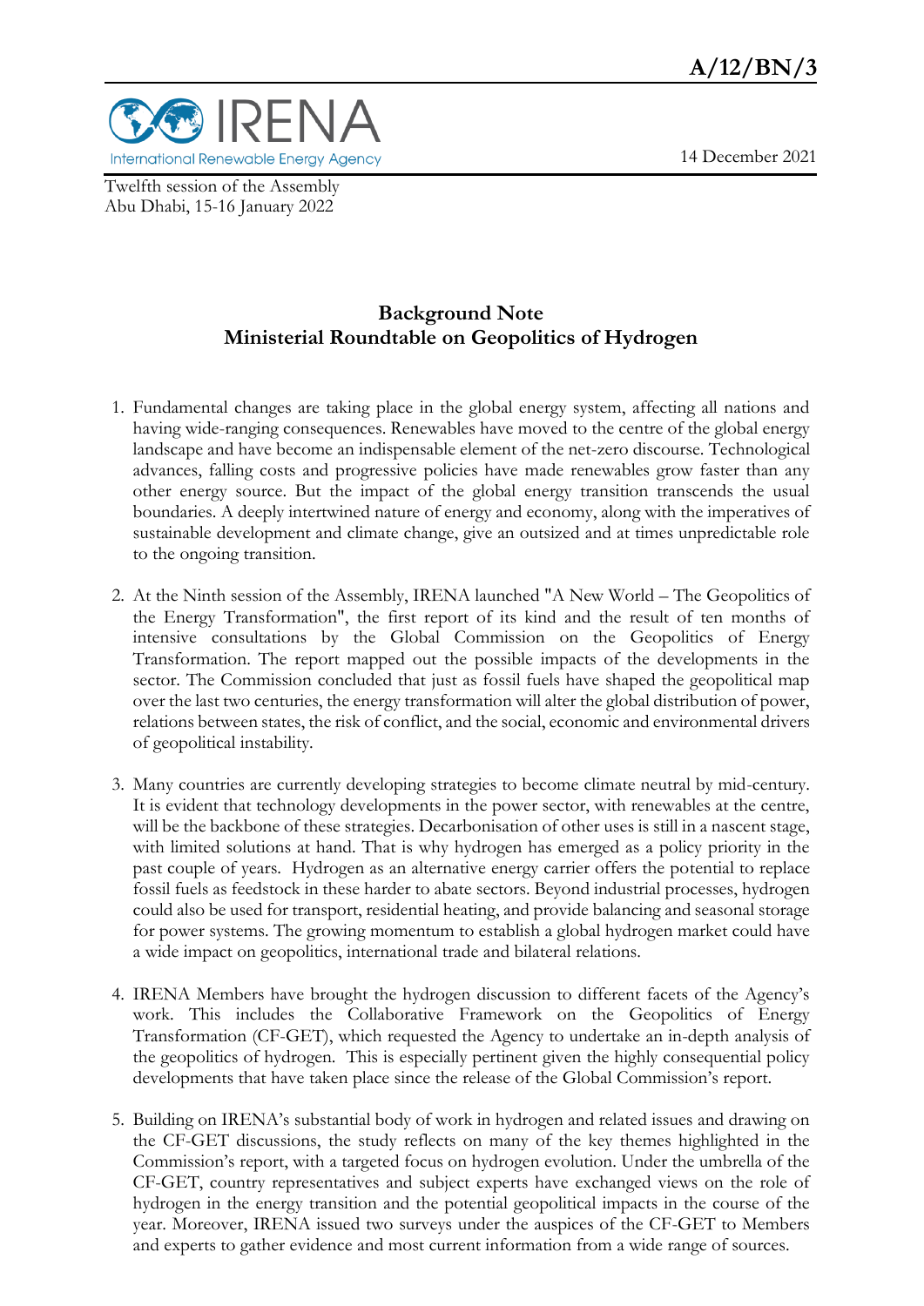**A/12/BN/3**

IRENA
International Renewable Energy Agency

14 December 2021

Twelfth session of the Assembly
Abu Dhabi, 15-16 January 2022

## Background Note
## Ministerial Roundtable on Geopolitics of Hydrogen

1. Fundamental changes are taking place in the global energy system, affecting all nations and having wide-ranging consequences. Renewables have moved to the centre of the global energy landscape and have become an indispensable element of the net-zero discourse. Technological advances, falling costs and progressive policies have made renewables grow faster than any other energy source. But the impact of the global energy transition transcends the usual boundaries. A deeply intertwined nature of energy and economy, along with the imperatives of sustainable development and climate change, give an outsized and at times unpredictable role to the ongoing transition.

2. At the Ninth session of the Assembly, IRENA launched "A New World – The Geopolitics of the Energy Transformation", the first report of its kind and the result of ten months of intensive consultations by the Global Commission on the Geopolitics of Energy Transformation. The report mapped out the possible impacts of the developments in the sector. The Commission concluded that just as fossil fuels have shaped the geopolitical map over the last two centuries, the energy transformation will alter the global distribution of power, relations between states, the risk of conflict, and the social, economic and environmental drivers of geopolitical instability.

3. Many countries are currently developing strategies to become climate neutral by mid-century. It is evident that technology developments in the power sector, with renewables at the centre, will be the backbone of these strategies. Decarbonisation of other uses is still in a nascent stage, with limited solutions at hand. That is why hydrogen has emerged as a policy priority in the past couple of years. Hydrogen as an alternative energy carrier offers the potential to replace fossil fuels as feedstock in these harder to abate sectors. Beyond industrial processes, hydrogen could also be used for transport, residential heating, and provide balancing and seasonal storage for power systems. The growing momentum to establish a global hydrogen market could have a wide impact on geopolitics, international trade and bilateral relations.

4. IRENA Members have brought the hydrogen discussion to different facets of the Agency's work. This includes the Collaborative Framework on the Geopolitics of Energy Transformation (CF-GET), which requested the Agency to undertake an in-depth analysis of the geopolitics of hydrogen. This is especially pertinent given the highly consequential policy developments that have taken place since the release of the Global Commission's report.

5. Building on IRENA's substantial body of work in hydrogen and related issues and drawing on the CF-GET discussions, the study reflects on many of the key themes highlighted in the Commission's report, with a targeted focus on hydrogen evolution. Under the umbrella of the CF-GET, country representatives and subject experts have exchanged views on the role of hydrogen in the energy transition and the potential geopolitical impacts in the course of the year. Moreover, IRENA issued two surveys under the auspices of the CF-GET to Members and experts to gather evidence and most current information from a wide range of sources.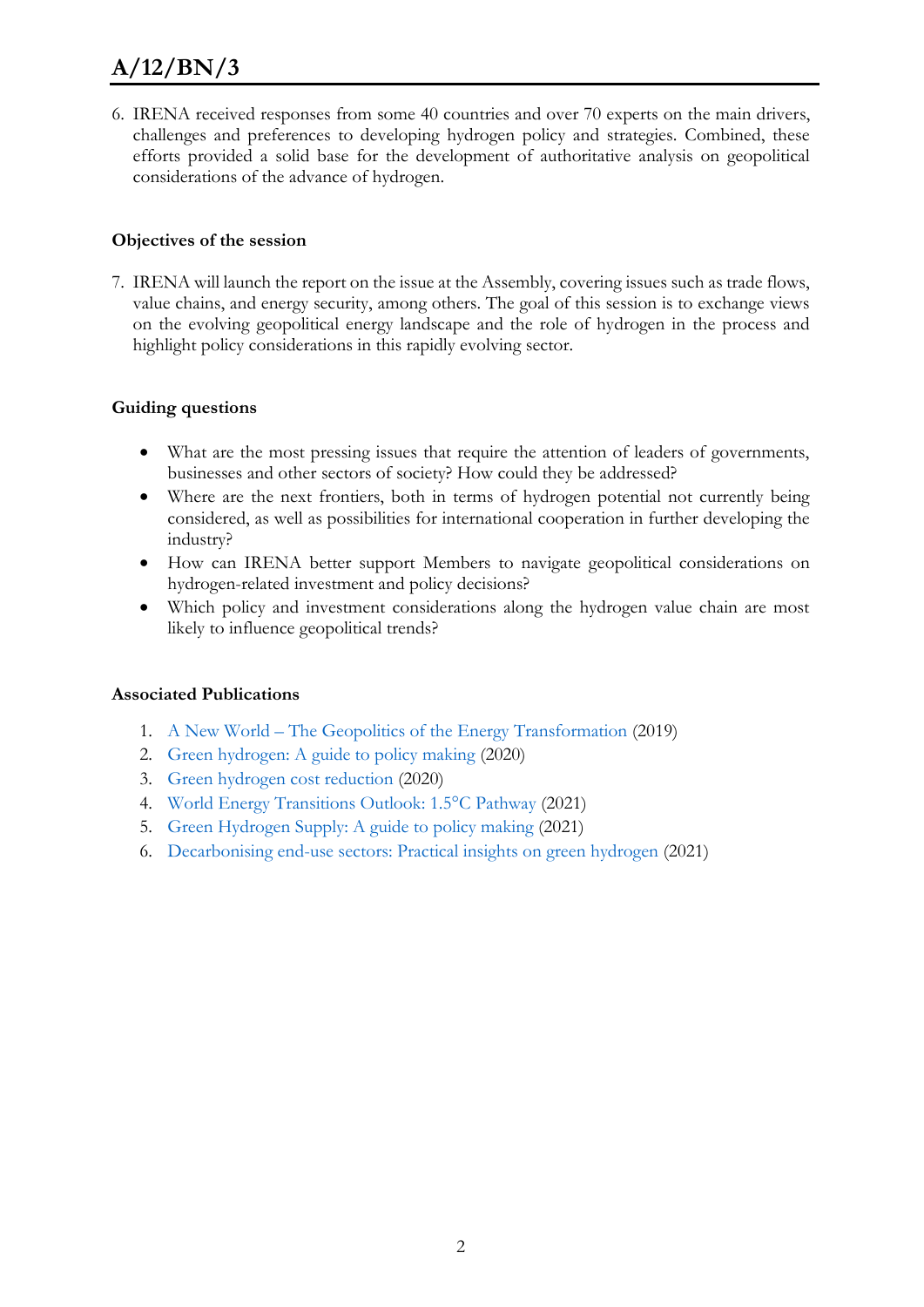6. IRENA received responses from some 40 countries and over 70 experts on the main drivers, challenges and preferences to developing hydrogen policy and strategies. Combined, these efforts provided a solid base for the development of authoritative analysis on geopolitical considerations of the advance of hydrogen.

**Objectives of the session**

7. IRENA will launch the report on the issue at the Assembly, covering issues such as trade flows, value chains, and energy security, among others. The goal of this session is to exchange views on the evolving geopolitical energy landscape and the role of hydrogen in the process and highlight policy considerations in this rapidly evolving sector.

**Guiding questions**

- What are the most pressing issues that require the attention of leaders of governments, businesses and other sectors of society? How could they be addressed?
- Where are the next frontiers, both in terms of hydrogen potential not currently being considered, as well as possibilities for international cooperation in further developing the industry?
- How can IRENA better support Members to navigate geopolitical considerations on hydrogen-related investment and policy decisions?
- Which policy and investment considerations along the hydrogen value chain are most likely to influence geopolitical trends?

**Associated Publications**

1. A New World – The Geopolitics of the Energy Transformation (2019)
2. Green hydrogen: A guide to policy making (2020)
3. Green hydrogen cost reduction (2020)
4. World Energy Transitions Outlook: 1.5°C Pathway (2021)
5. Green Hydrogen Supply: A guide to policy making (2021)
6. Decarbonising end-use sectors: Practical insights on green hydrogen (2021)